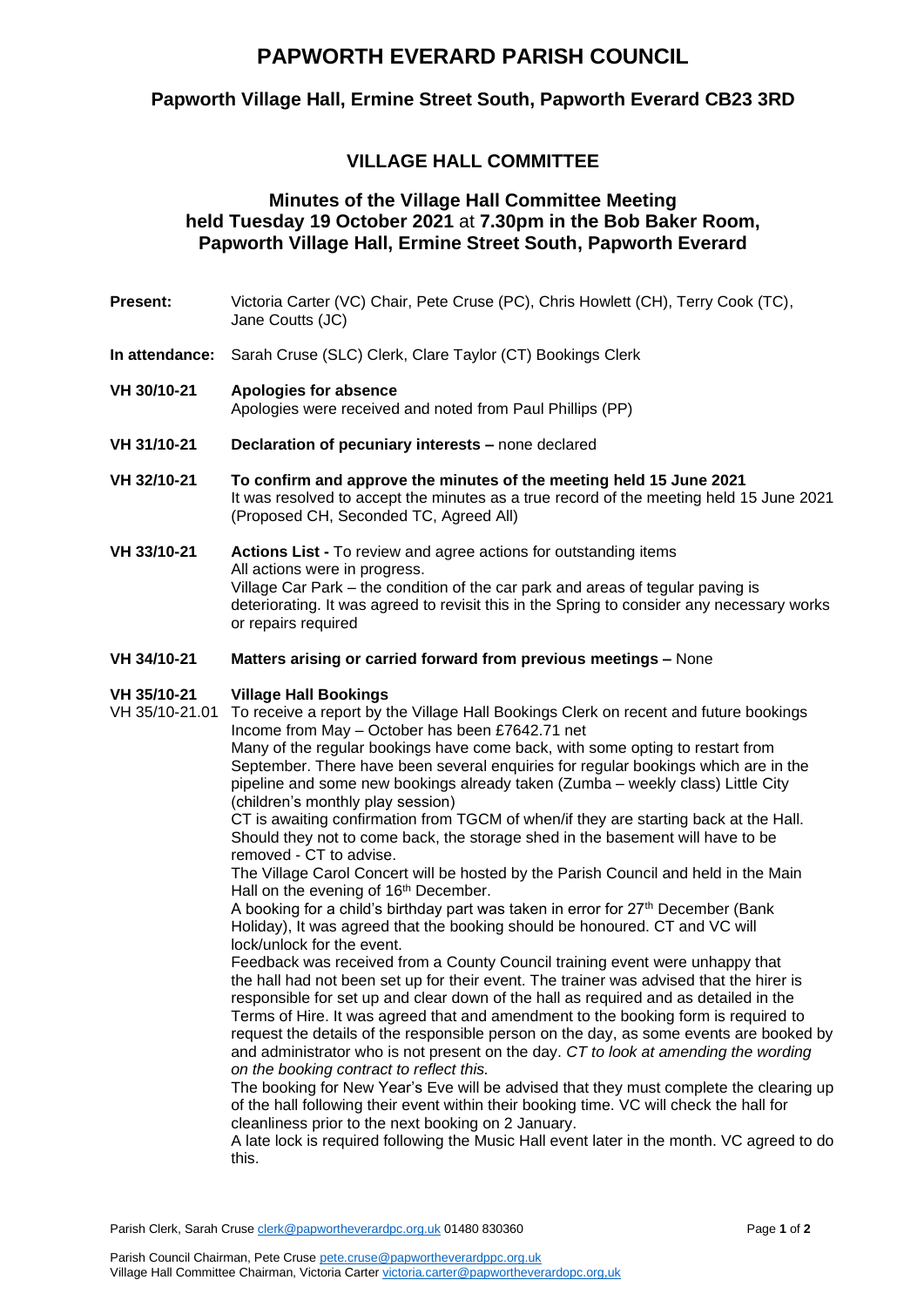# PAPWORTH EVERARD PARISH COUNCIL

## Papworth Village Hall, Ermine Street South, Papworth Everard CB23 3RD

### VILLAGE HALL COMMITTEE

### Minutes of the Village Hall Committee Meeting held Tuesday 19 October 2021 at 7.30pm in the Bob Baker Room, Papworth Village Hall, Ermine Street South, Papworth Everard

**Present:** Victoria Carter (VC) Chair, Pete Cruse (PC), Chris Howlett (CH), Terry Cook (TC), Jane Coutts (JC)

**In attendance:** Sarah Cruse (SLC) Clerk, Clare Taylor (CT) Bookings Clerk

**VH 30/10-21 Apologies for absence**
Apologies were received and noted from Paul Phillips (PP)

**VH 31/10-21 Declaration of pecuniary interests –** none declared

**VH 32/10-21 To confirm and approve the minutes of the meeting held 15 June 2021**
It was resolved to accept the minutes as a true record of the meeting held 15 June 2021 (Proposed CH, Seconded TC, Agreed All)

**VH 33/10-21 Actions List -** To review and agree actions for outstanding items
All actions were in progress.
Village Car Park – the condition of the car park and areas of tegular paving is deteriorating. It was agreed to revisit this in the Spring to consider any necessary works or repairs required

**VH 34/10-21 Matters arising or carried forward from previous meetings –** None

**VH 35/10-21 Village Hall Bookings**

VH 35/10-21.01 To receive a report by the Village Hall Bookings Clerk on recent and future bookings
Income from May – October has been £7642.71 net
Many of the regular bookings have come back, with some opting to restart from September. There have been several enquiries for regular bookings which are in the pipeline and some new bookings already taken (Zumba – weekly class) Little City (children's monthly play session)
CT is awaiting confirmation from TGCM of when/if they are starting back at the Hall. Should they not to come back, the storage shed in the basement will have to be removed - CT to advise.
The Village Carol Concert will be hosted by the Parish Council and held in the Main Hall on the evening of 16th December.
A booking for a child's birthday part was taken in error for 27th December (Bank Holiday), It was agreed that the booking should be honoured. CT and VC will lock/unlock for the event.
Feedback was received from a County Council training event were unhappy that the hall had not been set up for their event. The trainer was advised that the hirer is responsible for set up and clear down of the hall as required and as detailed in the Terms of Hire. It was agreed that and amendment to the booking form is required to request the details of the responsible person on the day, as some events are booked by and administrator who is not present on the day. *CT to look at amending the wording on the booking contract to reflect this.*
The booking for New Year's Eve will be advised that they must complete the clearing up of the hall following their event within their booking time. VC will check the hall for cleanliness prior to the next booking on 2 January.
A late lock is required following the Music Hall event later in the month. VC agreed to do this.

Parish Clerk, Sarah Cruse clerk@papwortheverardpc.org.uk 01480 830360

Parish Council Chairman, Pete Cruse pete.cruse@papwortheverardppc.org.uk
Village Hall Committee Chairman, Victoria Carter victoria.carter@papwortheverardopc.org,uk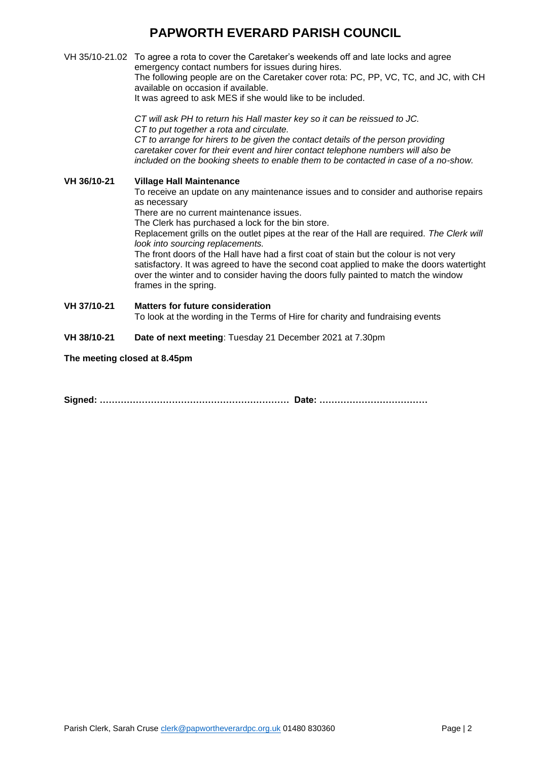# PAPWORTH EVERARD PARISH COUNCIL

VH 35/10-21.02 To agree a rota to cover the Caretaker's weekends off and late locks and agree emergency contact numbers for issues during hires.
The following people are on the Caretaker cover rota: PC, PP, VC, TC, and JC, with CH available on occasion if available.
It was agreed to ask MES if she would like to be included.

*CT will ask PH to return his Hall master key so it can be reissued to JC.*
*CT to put together a rota and circulate.*
*CT to arrange for hirers to be given the contact details of the person providing caretaker cover for their event and hirer contact telephone numbers will also be included on the booking sheets to enable them to be contacted in case of a no-show.*

**VH 36/10-21 Village Hall Maintenance**
To receive an update on any maintenance issues and to consider and authorise repairs as necessary
There are no current maintenance issues.
The Clerk has purchased a lock for the bin store.
Replacement grills on the outlet pipes at the rear of the Hall are required. *The Clerk will look into sourcing replacements.*
The front doors of the Hall have had a first coat of stain but the colour is not very satisfactory. It was agreed to have the second coat applied to make the doors watertight over the winter and to consider having the doors fully painted to match the window frames in the spring.

**VH 37/10-21 Matters for future consideration**
To look at the wording in the Terms of Hire for charity and fundraising events

**VH 38/10-21 Date of next meeting**: Tuesday 21 December 2021 at 7.30pm

**The meeting closed at 8.45pm**

**Signed: ……………………………………………………… Date: ………………………………**

Parish Clerk, Sarah Cruse clerk@papwortheverardpc.org.uk 01480 830360